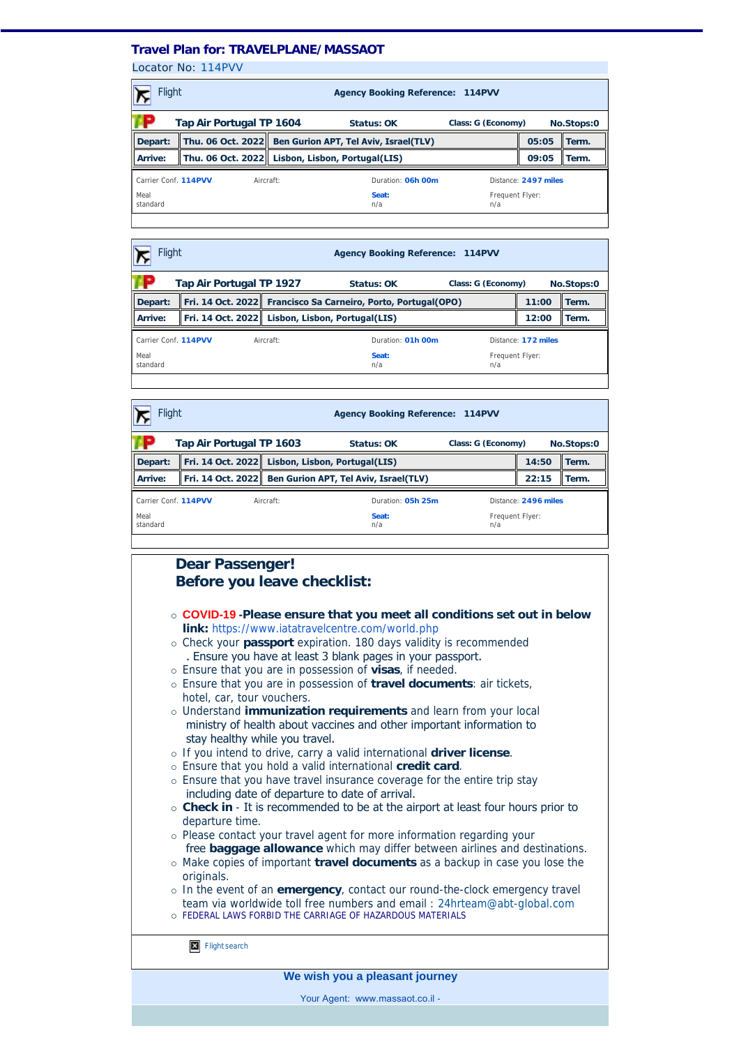## Travel Plan for: TRAVELPLANE/MASSAOT

Locator No: 114PVV

### Flight

**Agency Booking Reference: 114PVV**

**Tap Air Portugal TP 1604** | **Status: OK** | **Class: G (Economy)** | **No.Stops:0**

| | | | | |
|---|---|---|---|---|
| **Depart:** | **Thu. 06 Oct. 2022** | **Ben Gurion APT, Tel Aviv, Israel(TLV)** | **05:05** | **Term.** |
| **Arrive:** | **Thu. 06 Oct. 2022** | **Lisbon, Lisbon, Portugal(LIS)** | **09:05** | **Term.** |

| | | | |
|---|---|---|---|
| Carrier Conf. **114PVV** | Aircraft: | Duration: **06h 00m** | Distance: **2497 miles** |
| Meal standard | | **Seat:** n/a | Frequent Flyer: n/a |

### Flight

**Agency Booking Reference: 114PVV**

**Tap Air Portugal TP 1927** | **Status: OK** | **Class: G (Economy)** | **No.Stops:0**

| | | | | |
|---|---|---|---|---|
| **Depart:** | **Fri. 14 Oct. 2022** | **Francisco Sa Carneiro, Porto, Portugal(OPO)** | **11:00** | **Term.** |
| **Arrive:** | **Fri. 14 Oct. 2022** | **Lisbon, Lisbon, Portugal(LIS)** | **12:00** | **Term.** |

| | | | |
|---|---|---|---|
| Carrier Conf. **114PVV** | Aircraft: | Duration: **01h 00m** | Distance: **172 miles** |
| Meal standard | | **Seat:** n/a | Frequent Flyer: n/a |

### Flight

**Agency Booking Reference: 114PVV**

**Tap Air Portugal TP 1603** | **Status: OK** | **Class: G (Economy)** | **No.Stops:0**

| | | | | |
|---|---|---|---|---|
| **Depart:** | **Fri. 14 Oct. 2022** | **Lisbon, Lisbon, Portugal(LIS)** | **14:50** | **Term.** |
| **Arrive:** | **Fri. 14 Oct. 2022** | **Ben Gurion APT, Tel Aviv, Israel(TLV)** | **22:15** | **Term.** |

| | | | |
|---|---|---|---|
| Carrier Conf. **114PVV** | Aircraft: | Duration: **05h 25m** | Distance: **2496 miles** |
| Meal standard | | **Seat:** n/a | Frequent Flyer: n/a |

## Dear Passenger!
## Before you leave checklist:

- **COVID-19 -Please ensure that you meet all conditions set out in below link:** https://www.iatatravelcentre.com/world.php
- Check your **passport** expiration. 180 days validity is recommended . Ensure you have at least 3 blank pages in your passport.
- Ensure that you are in possession of **visas**, if needed.
- Ensure that you are in possession of **travel documents**: air tickets, hotel, car, tour vouchers.
- Understand **immunization requirements** and learn from your local ministry of health about vaccines and other important information to stay healthy while you travel.
- If you intend to drive, carry a valid international **driver license**.
- Ensure that you hold a valid international **credit card**.
- Ensure that you have travel insurance coverage for the entire trip stay including date of departure to date of arrival.
- **Check in** - It is recommended to be at the airport at least four hours prior to departure time.
- Please contact your travel agent for more information regarding your free **baggage allowance** which may differ between airlines and destinations.
- Make copies of important **travel documents** as a backup in case you lose the originals.
- In the event of an **emergency**, contact our round-the-clock emergency travel team via worldwide toll free numbers and email : 24hrteam@abt-global.com
- FEDERAL LAWS FORBID THE CARRIAGE OF HAZARDOUS MATERIALS

Flight search

**We wish you a pleasant journey**

Your Agent: www.massaot.co.il -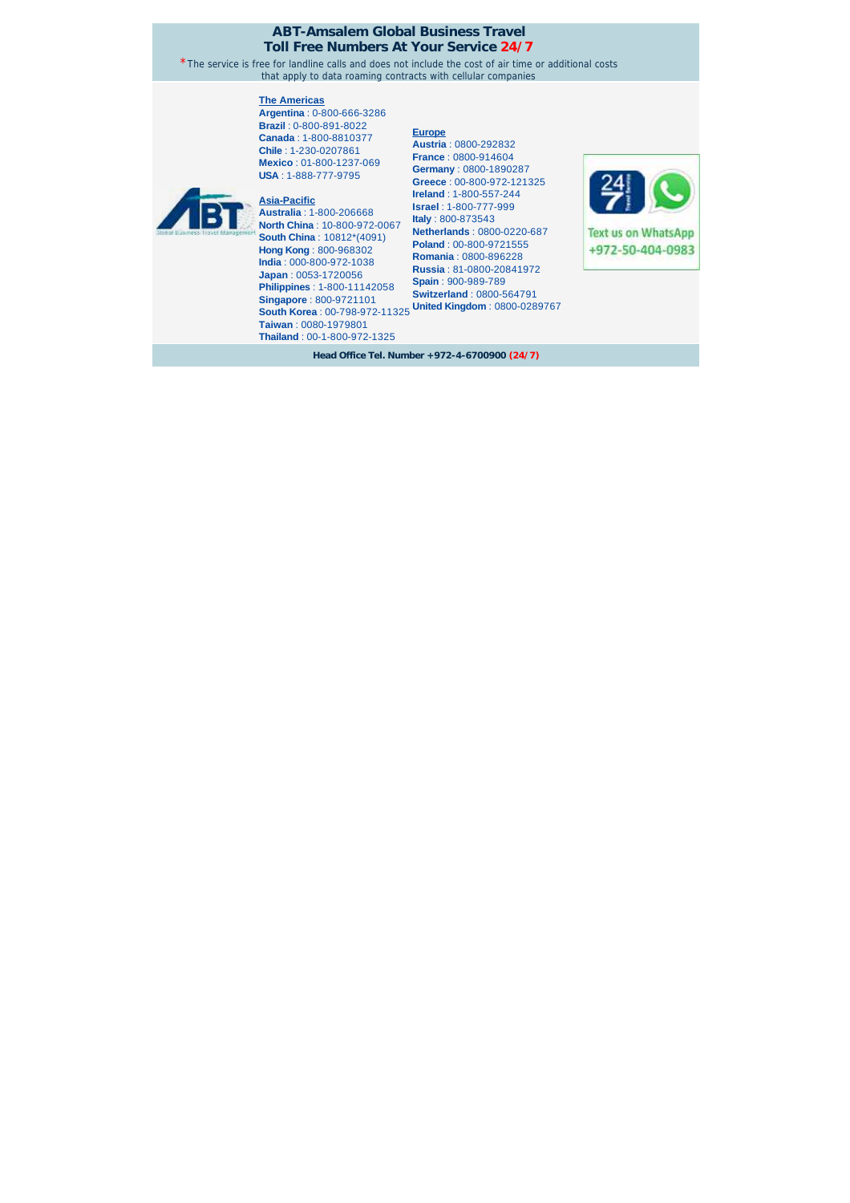## ABT-Amsalem Global Business Travel
## Toll Free Numbers At Your Service 24/7

*The service is free for landline calls and does not include the cost of air time or additional costs that apply to data roaming contracts with cellular companies

**The Americas**

**Argentina** : 0-800-666-3286
**Brazil** : 0-800-891-8022
**Canada** : 1-800-8810377
**Chile** : 1-230-0207861
**Mexico** : 01-800-1237-069
**USA** : 1-888-777-9795

**Asia-Pacific**

**Australia** : 1-800-206668
**North China** : 10-800-972-0067
**South China** : 10812*(4091)
**Hong Kong** : 800-968302
**India** : 000-800-972-1038
**Japan** : 0053-1720056
**Philippines** : 1-800-11142058
**Singapore** : 800-9721101
**South Korea** : 00-798-972-11325
**Taiwan** : 0080-1979801
**Thailand** : 00-1-800-972-1325

**Europe**

**Austria** : 0800-292832
**France** : 0800-914604
**Germany** : 0800-1890287
**Greece** : 00-800-972-121325
**Ireland** : 1-800-557-244
**Israel** : 1-800-777-999
**Italy** : 800-873543
**Netherlands** : 0800-0220-687
**Poland** : 00-800-9721555
**Romania** : 0800-896228
**Russia** : 81-0800-20841972
**Spain** : 900-989-789
**Switzerland** : 0800-564791
**United Kingdom** : 0800-0289767

Text us on WhatsApp
+972-50-404-0983

**Head Office Tel. Number +972-4-6700900 (24/7)**